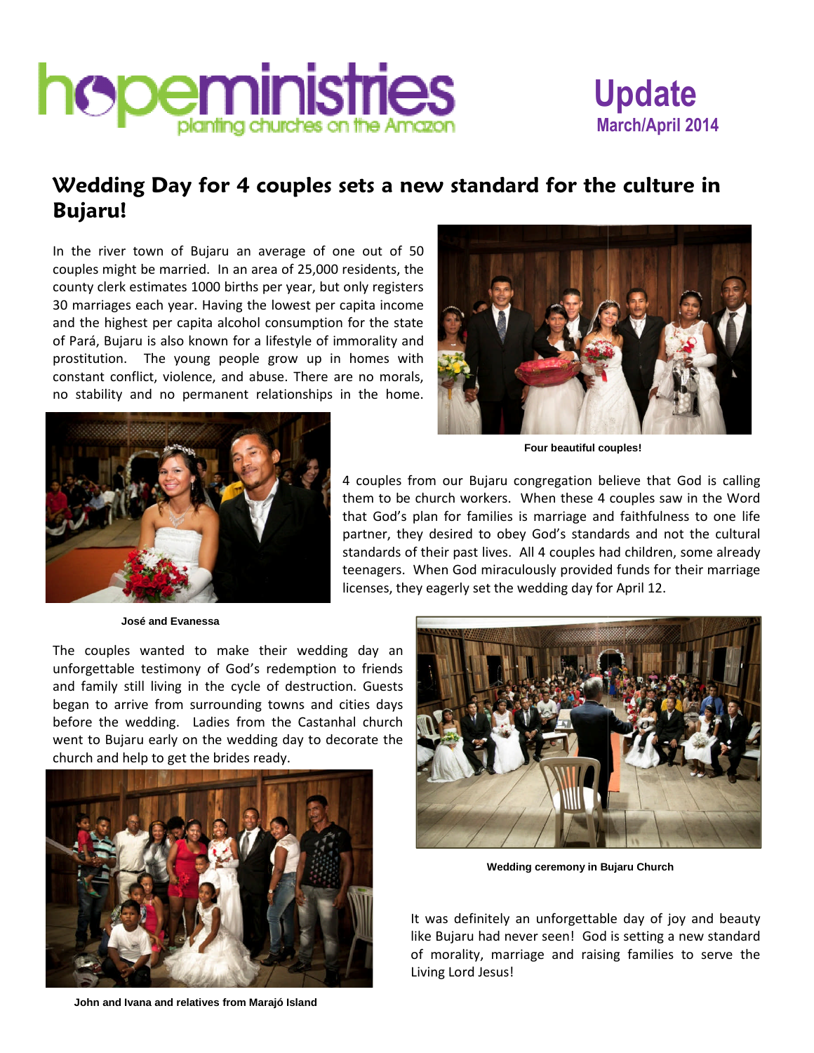hopeministries
planting churches on the Amazon

**Update**
**March/April 2014**

# Wedding Day for 4 couples sets a new standard for the culture in Bujaru!

In the river town of Bujaru an average of one out of 50 couples might be married. In an area of 25,000 residents, the county clerk estimates 1000 births per year, but only registers 30 marriages each year. Having the lowest per capita income and the highest per capita alcohol consumption for the state of Pará, Bujaru is also known for a lifestyle of immorality and prostitution. The young people grow up in homes with constant conflict, violence, and abuse. There are no morals, no stability and no permanent relationships in the home.

**Four beautiful couples!**

**José and Evanessa**

4 couples from our Bujaru congregation believe that God is calling them to be church workers. When these 4 couples saw in the Word that God's plan for families is marriage and faithfulness to one life partner, they desired to obey God's standards and not the cultural standards of their past lives. All 4 couples had children, some already teenagers. When God miraculously provided funds for their marriage licenses, they eagerly set the wedding day for April 12.

The couples wanted to make their wedding day an unforgettable testimony of God's redemption to friends and family still living in the cycle of destruction. Guests began to arrive from surrounding towns and cities days before the wedding. Ladies from the Castanhal church went to Bujaru early on the wedding day to decorate the church and help to get the brides ready.

**Wedding ceremony in Bujaru Church**

**John and Ivana and relatives from Marajó Island**

It was definitely an unforgettable day of joy and beauty like Bujaru had never seen! God is setting a new standard of morality, marriage and raising families to serve the Living Lord Jesus!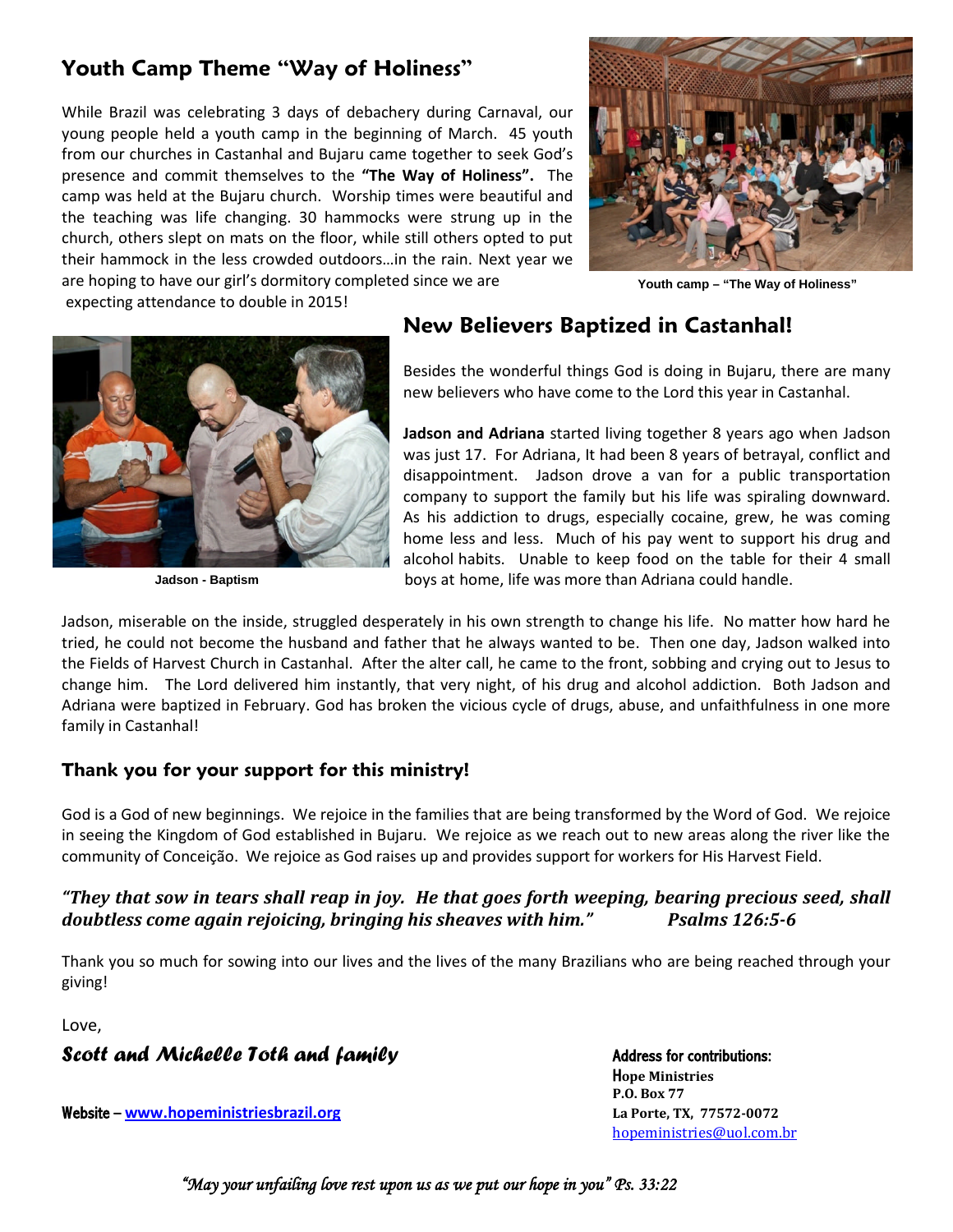## Youth Camp Theme "Way of Holiness"

While Brazil was celebrating 3 days of debachery during Carnaval, our young people held a youth camp in the beginning of March. 45 youth from our churches in Castanhal and Bujaru came together to seek God's presence and commit themselves to the **"The Way of Holiness".** The camp was held at the Bujaru church. Worship times were beautiful and the teaching was life changing. 30 hammocks were strung up in the church, others slept on mats on the floor, while still others opted to put their hammock in the less crowded outdoors…in the rain. Next year we are hoping to have our girl's dormitory completed since we are expecting attendance to double in 2015!

**Youth camp – "The Way of Holiness"**

## New Believers Baptized in Castanhal!

**Jadson - Baptism**

Besides the wonderful things God is doing in Bujaru, there are many new believers who have come to the Lord this year in Castanhal.

**Jadson and Adriana** started living together 8 years ago when Jadson was just 17. For Adriana, It had been 8 years of betrayal, conflict and disappointment. Jadson drove a van for a public transportation company to support the family but his life was spiraling downward. As his addiction to drugs, especially cocaine, grew, he was coming home less and less. Much of his pay went to support his drug and alcohol habits. Unable to keep food on the table for their 4 small boys at home, life was more than Adriana could handle.

Jadson, miserable on the inside, struggled desperately in his own strength to change his life. No matter how hard he tried, he could not become the husband and father that he always wanted to be. Then one day, Jadson walked into the Fields of Harvest Church in Castanhal. After the alter call, he came to the front, sobbing and crying out to Jesus to change him. The Lord delivered him instantly, that very night, of his drug and alcohol addiction. Both Jadson and Adriana were baptized in February. God has broken the vicious cycle of drugs, abuse, and unfaithfulness in one more family in Castanhal!

## Thank you for your support for this ministry!

God is a God of new beginnings. We rejoice in the families that are being transformed by the Word of God. We rejoice in seeing the Kingdom of God established in Bujaru. We rejoice as we reach out to new areas along the river like the community of Conceição. We rejoice as God raises up and provides support for workers for His Harvest Field.

***"They that sow in tears shall reap in joy. He that goes forth weeping, bearing precious seed, shall doubtless come again rejoicing, bringing his sheaves with him." Psalms 126:5-6***

Thank you so much for sowing into our lives and the lives of the many Brazilians who are being reached through your giving!

Love,

***Scott and Michelle Toth and family***

**Website – [www.hopeministriesbrazil.org](www.hopeministriesbrazil.org)**

**Address for contributions:**
**Hope Ministries**
**P.O. Box 77**
**La Porte, TX, 77572-0072**
hopeministries@uol.com.br

*"May your unfailing love rest upon us as we put our hope in you" Ps. 33:22*